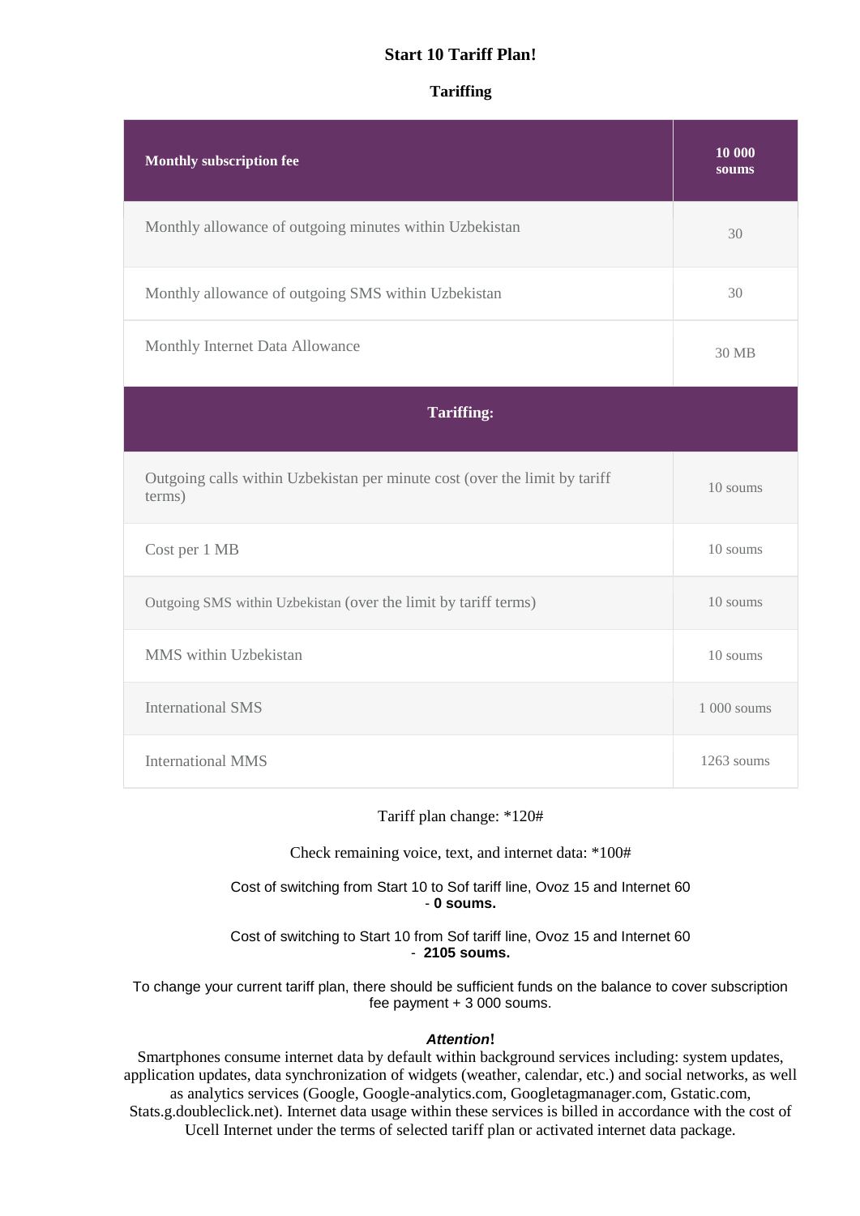# Start 10 Tariff Plan!

## Tariffing

| **Monthly subscription fee** | **10 000 soums** |
|---|---|
| Monthly allowance of outgoing minutes within Uzbekistan | 30 |
| Monthly allowance of outgoing SMS within Uzbekistan | 30 |
| Monthly Internet Data Allowance | 30 MB |
| **Tariffing:** | |
| Outgoing calls within Uzbekistan per minute cost (over the limit by tariff terms) | 10 soums |
| Cost per 1 MB | 10 soums |
| Outgoing SMS within Uzbekistan (over the limit by tariff terms) | 10 soums |
| MMS within Uzbekistan | 10 soums |
| International SMS | 1 000 soums |
| International MMS | 1263 soums |

Tariff plan change: *120#

Check remaining voice, text, and internet data: *100#

Cost of switching from Start 10 to Sof tariff line, Ovoz 15 and Internet 60 - **0 soums.**

Cost of switching to Start 10 from Sof tariff line, Ovoz 15 and Internet 60 - **2105 soums.**

To change your current tariff plan, there should be sufficient funds on the balance to cover subscription fee payment + 3 000 soums.

***Attention*!**

Smartphones consume internet data by default within background services including: system updates, application updates, data synchronization of widgets (weather, calendar, etc.) and social networks, as well as analytics services (Google, Google-analytics.com, Googletagmanager.com, Gstatic.com, Stats.g.doubleclick.net). Internet data usage within these services is billed in accordance with the cost of Ucell Internet under the terms of selected tariff plan or activated internet data package.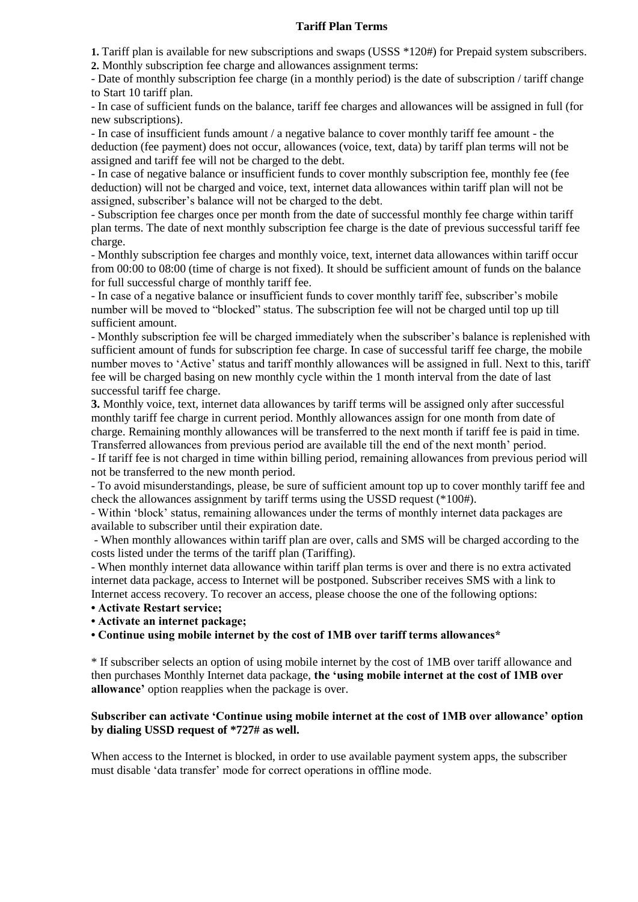## Tariff Plan Terms

**1.** Tariff plan is available for new subscriptions and swaps (USSS *120#) for Prepaid system subscribers.

**2.** Monthly subscription fee charge and allowances assignment terms:

- Date of monthly subscription fee charge (in a monthly period) is the date of subscription / tariff change to Start 10 tariff plan.
- In case of sufficient funds on the balance, tariff fee charges and allowances will be assigned in full (for new subscriptions).
- In case of insufficient funds amount / a negative balance to cover monthly tariff fee amount - the deduction (fee payment) does not occur, allowances (voice, text, data) by tariff plan terms will not be assigned and tariff fee will not be charged to the debt.
- In case of negative balance or insufficient funds to cover monthly subscription fee, monthly fee (fee deduction) will not be charged and voice, text, internet data allowances within tariff plan will not be assigned, subscriber's balance will not be charged to the debt.
- Subscription fee charges once per month from the date of successful monthly fee charge within tariff plan terms. The date of next monthly subscription fee charge is the date of previous successful tariff fee charge.
- Monthly subscription fee charges and monthly voice, text, internet data allowances within tariff occur from 00:00 to 08:00 (time of charge is not fixed). It should be sufficient amount of funds on the balance for full successful charge of monthly tariff fee.
- In case of a negative balance or insufficient funds to cover monthly tariff fee, subscriber's mobile number will be moved to "blocked" status. The subscription fee will not be charged until top up till sufficient amount.
- Monthly subscription fee will be charged immediately when the subscriber's balance is replenished with sufficient amount of funds for subscription fee charge. In case of successful tariff fee charge, the mobile number moves to 'Active' status and tariff monthly allowances will be assigned in full. Next to this, tariff fee will be charged basing on new monthly cycle within the 1 month interval from the date of last successful tariff fee charge.

**3.** Monthly voice, text, internet data allowances by tariff terms will be assigned only after successful monthly tariff fee charge in current period. Monthly allowances assign for one month from date of charge. Remaining monthly allowances will be transferred to the next month if tariff fee is paid in time. Transferred allowances from previous period are available till the end of the next month' period.

- If tariff fee is not charged in time within billing period, remaining allowances from previous period will not be transferred to the new month period.
- To avoid misunderstandings, please, be sure of sufficient amount top up to cover monthly tariff fee and check the allowances assignment by tariff terms using the USSD request (*100#).
- Within 'block' status, remaining allowances under the terms of monthly internet data packages are available to subscriber until their expiration date.
- When monthly allowances within tariff plan are over, calls and SMS will be charged according to the costs listed under the terms of the tariff plan (Tariffing).
- When monthly internet data allowance within tariff plan terms is over and there is no extra activated internet data package, access to Internet will be postponed. Subscriber receives SMS with a link to Internet access recovery. To recover an access, please choose the one of the following options:

- **Activate Restart service;**
- **Activate an internet package;**
- **Continue using mobile internet by the cost of 1MB over tariff terms allowances***

* If subscriber selects an option of using mobile internet by the cost of 1MB over tariff allowance and then purchases Monthly Internet data package, **the 'using mobile internet at the cost of 1MB over allowance'** option reapplies when the package is over.

**Subscriber can activate 'Continue using mobile internet at the cost of 1MB over allowance' option by dialing USSD request of *727# as well.**

When access to the Internet is blocked, in order to use available payment system apps, the subscriber must disable 'data transfer' mode for correct operations in offline mode.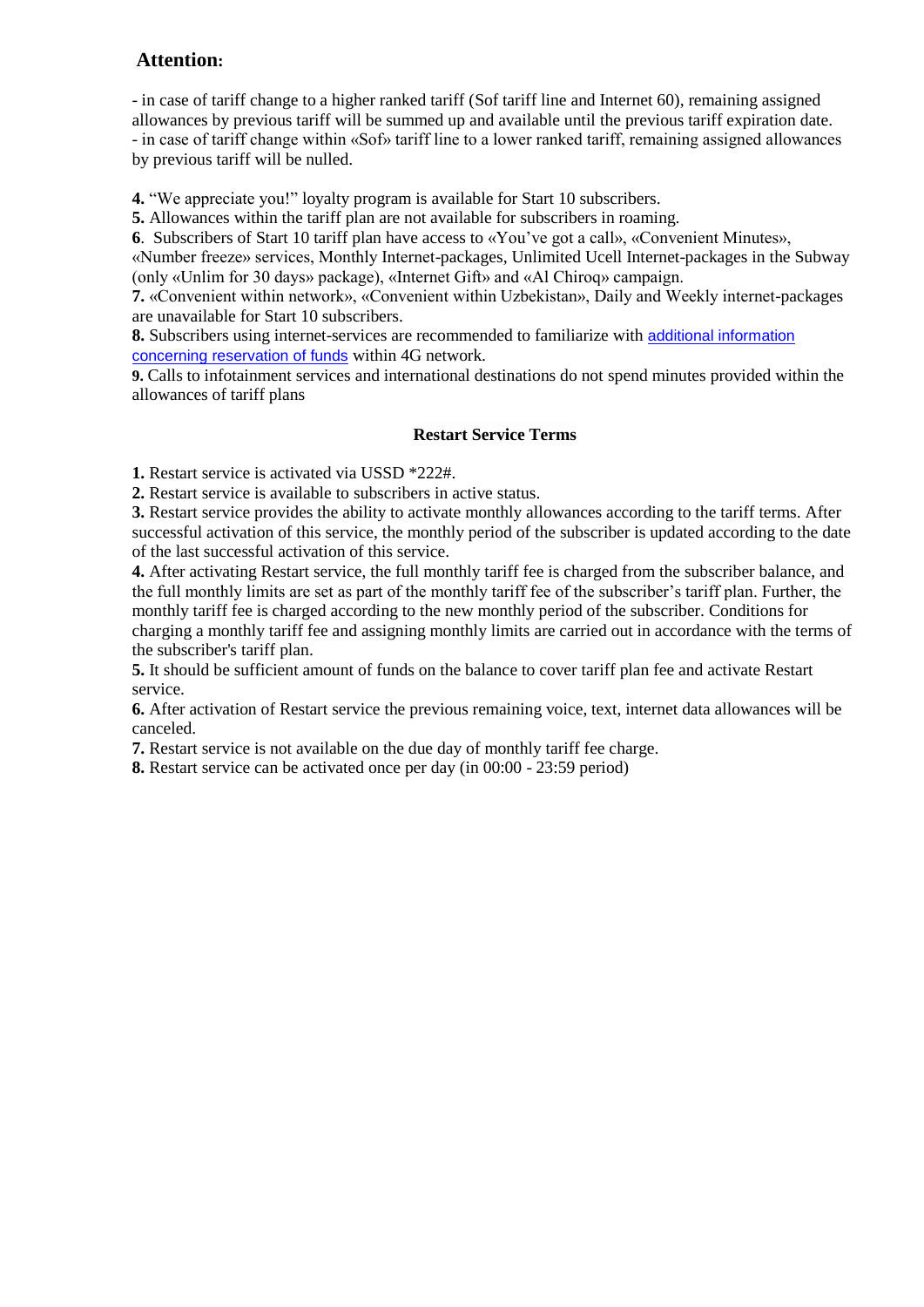## Attention:

- in case of tariff change to a higher ranked tariff (Sof tariff line and Internet 60), remaining assigned allowances by previous tariff will be summed up and available until the previous tariff expiration date.
- in case of tariff change within «Sof» tariff line to a lower ranked tariff, remaining assigned allowances by previous tariff will be nulled.

**4.** "We appreciate you!" loyalty program is available for Start 10 subscribers.
**5.** Allowances within the tariff plan are not available for subscribers in roaming.
**6**. Subscribers of Start 10 tariff plan have access to «You've got a call», «Convenient Minutes», «Number freeze» services, Monthly Internet-packages, Unlimited Ucell Internet-packages in the Subway (only «Unlim for 30 days» package), «Internet Gift» and «Al Chiroq» campaign.
**7.** «Convenient within network», «Convenient within Uzbekistan», Daily and Weekly internet-packages are unavailable for Start 10 subscribers.
**8.** Subscribers using internet-services are recommended to familiarize with additional information concerning reservation of funds within 4G network.
**9.** Calls to infotainment services and international destinations do not spend minutes provided within the allowances of tariff plans

### Restart Service Terms

**1.** Restart service is activated via USSD *222#.
**2.** Restart service is available to subscribers in active status.
**3.** Restart service provides the ability to activate monthly allowances according to the tariff terms. After successful activation of this service, the monthly period of the subscriber is updated according to the date of the last successful activation of this service.
**4.** After activating Restart service, the full monthly tariff fee is charged from the subscriber balance, and the full monthly limits are set as part of the monthly tariff fee of the subscriber's tariff plan. Further, the monthly tariff fee is charged according to the new monthly period of the subscriber. Conditions for charging a monthly tariff fee and assigning monthly limits are carried out in accordance with the terms of the subscriber's tariff plan.
**5.** It should be sufficient amount of funds on the balance to cover tariff plan fee and activate Restart service.
**6.** After activation of Restart service the previous remaining voice, text, internet data allowances will be canceled.
**7.** Restart service is not available on the due day of monthly tariff fee charge.
**8.** Restart service can be activated once per day (in 00:00 - 23:59 period)